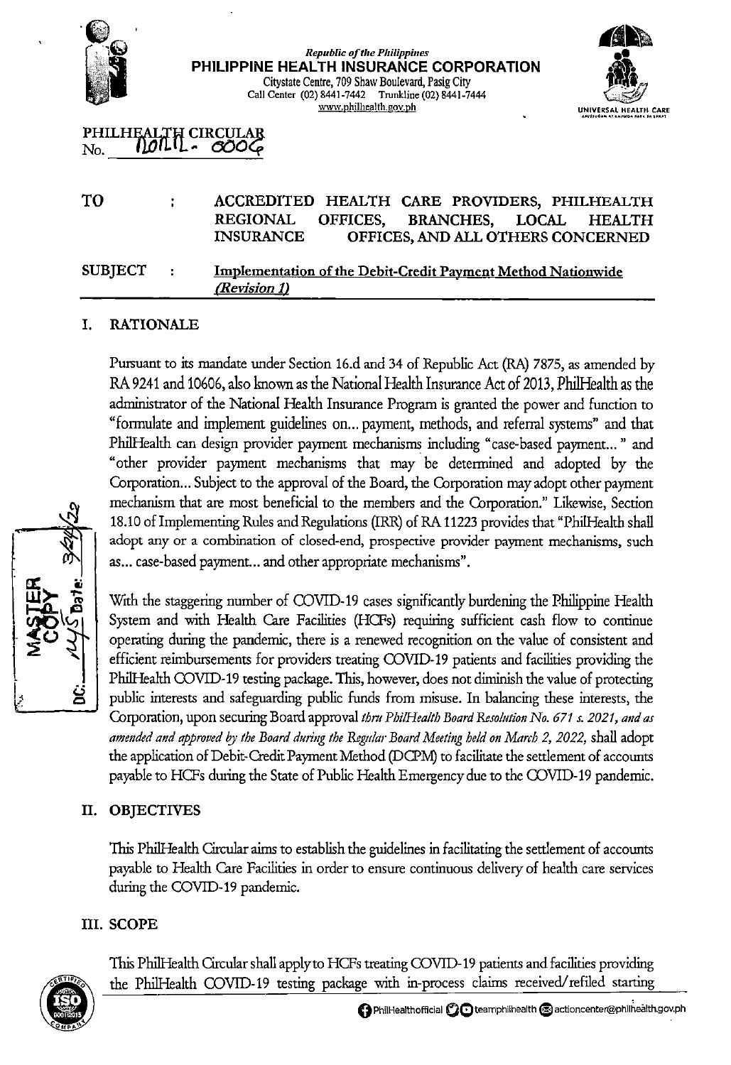*Republic of the Philippines*
**PHILIPPINE HEALTH INSURANCE CORPORATION**
Citystate Centre, 709 Shaw Boulevard, Pasig City
Call Center (02) 8441-7442 Trunkline (02) 8441-7444
www.philhealth.gov.ph

PHILHEALTH CIRCULAR
No. 2022-0006

| | | |
|---|---|---|
| TO | : | ACCREDITED HEALTH CARE PROVIDERS, PHILHEALTH REGIONAL OFFICES, BRANCHES, LOCAL HEALTH INSURANCE OFFICES, AND ALL OTHERS CONCERNED |
| SUBJECT | : | Implementation of the Debit-Credit Payment Method Nationwide *(Revision 1)* |

## I. RATIONALE

Pursuant to its mandate under Section 16.d and 34 of Republic Act (RA) 7875, as amended by RA 9241 and 10606, also known as the National Health Insurance Act of 2013, PhilHealth as the administrator of the National Health Insurance Program is granted the power and function to "formulate and implement guidelines on... payment, methods, and referral systems" and that PhilHealth can design provider payment mechanisms including "case-based payment..." and "other provider payment mechanisms that may be determined and adopted by the Corporation... Subject to the approval of the Board, the Corporation may adopt other payment mechanism that are most beneficial to the members and the Corporation." Likewise, Section 18.10 of Implementing Rules and Regulations (IRR) of RA 11223 provides that "PhilHealth shall adopt any or a combination of closed-end, prospective provider payment mechanisms, such as... case-based payment... and other appropriate mechanisms".

With the staggering number of COVID-19 cases significantly burdening the Philippine Health System and with Health Care Facilities (HCFs) requiring sufficient cash flow to continue operating during the pandemic, there is a renewed recognition on the value of consistent and efficient reimbursements for providers treating COVID-19 patients and facilities providing the PhilHealth COVID-19 testing package. This, however, does not diminish the value of protecting public interests and safeguarding public funds from misuse. In balancing these interests, the Corporation, upon securing Board approval *thru PhilHealth Board Resolution No. 671 s. 2021, and as amended and approved by the Board during the Regular Board Meeting held on March 2, 2022,* shall adopt the application of Debit-Credit Payment Method (DCPM) to facilitate the settlement of accounts payable to HCFs during the State of Public Health Emergency due to the COVID-19 pandemic.

## II. OBJECTIVES

This PhilHealth Circular aims to establish the guidelines in facilitating the settlement of accounts payable to Health Care Facilities in order to ensure continuous delivery of health care services during the COVID-19 pandemic.

## III. SCOPE

This PhilHealth Circular shall apply to HCFs treating COVID-19 patients and facilities providing the PhilHealth COVID-19 testing package with in-process claims received/refiled starting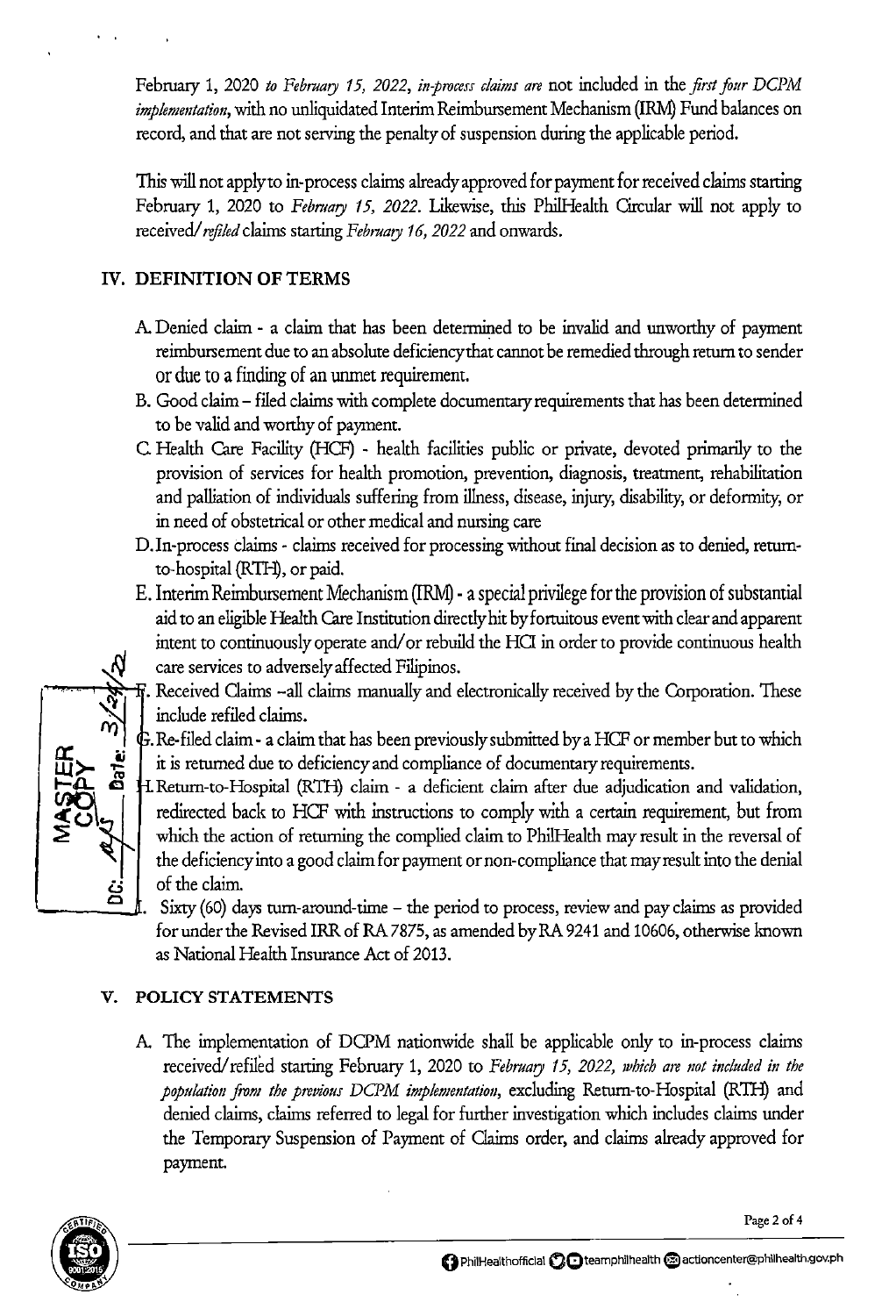February 1, 2020 *to February 15, 2022, in-process claims are* not included in the *first four DCPM implementation*, with no unliquidated Interim Reimbursement Mechanism (IRM) Fund balances on record, and that are not serving the penalty of suspension during the applicable period.

This will not apply to in-process claims already approved for payment for received claims starting February 1, 2020 to *February 15, 2022*. Likewise, this PhilHealth Circular will not apply to received/*refiled* claims starting *February 16, 2022* and onwards.

## IV. DEFINITION OF TERMS

A. Denied claim - a claim that has been determined to be invalid and unworthy of payment reimbursement due to an absolute deficiency that cannot be remedied through return to sender or due to a finding of an unmet requirement.

B. Good claim – filed claims with complete documentary requirements that has been determined to be valid and worthy of payment.

C. Health Care Facility (HCF) - health facilities public or private, devoted primarily to the provision of services for health promotion, prevention, diagnosis, treatment, rehabilitation and palliation of individuals suffering from illness, disease, injury, disability, or deformity, or in need of obstetrical or other medical and nursing care

D. In-process claims - claims received for processing without final decision as to denied, return-to-hospital (RTH), or paid.

E. Interim Reimbursement Mechanism (IRM) - a special privilege for the provision of substantial aid to an eligible Health Care Institution directly hit by fortuitous event with clear and apparent intent to continuously operate and/or rebuild the HCI in order to provide continuous health care services to adversely affected Filipinos.

F. Received Claims –all claims manually and electronically received by the Corporation. These include refiled claims.

G. Re-filed claim - a claim that has been previously submitted by a HCF or member but to which it is returned due to deficiency and compliance of documentary requirements.

H. Return-to-Hospital (RTH) claim - a deficient claim after due adjudication and validation, redirected back to HCF with instructions to comply with a certain requirement, but from which the action of returning the complied claim to PhilHealth may result in the reversal of the deficiency into a good claim for payment or non-compliance that may result into the denial of the claim.

I. Sixty (60) days turn-around-time – the period to process, review and pay claims as provided for under the Revised IRR of RA 7875, as amended by RA 9241 and 10606, otherwise known as National Health Insurance Act of 2013.

## V. POLICY STATEMENTS

A. The implementation of DCPM nationwide shall be applicable only to in-process claims received/refiled starting February 1, 2020 to *February 15, 2022, which are not included in the population from the previous DCPM implementation*, excluding Return-to-Hospital (RTH) and denied claims, claims referred to legal for further investigation which includes claims under the Temporary Suspension of Payment of Claims order, and claims already approved for payment.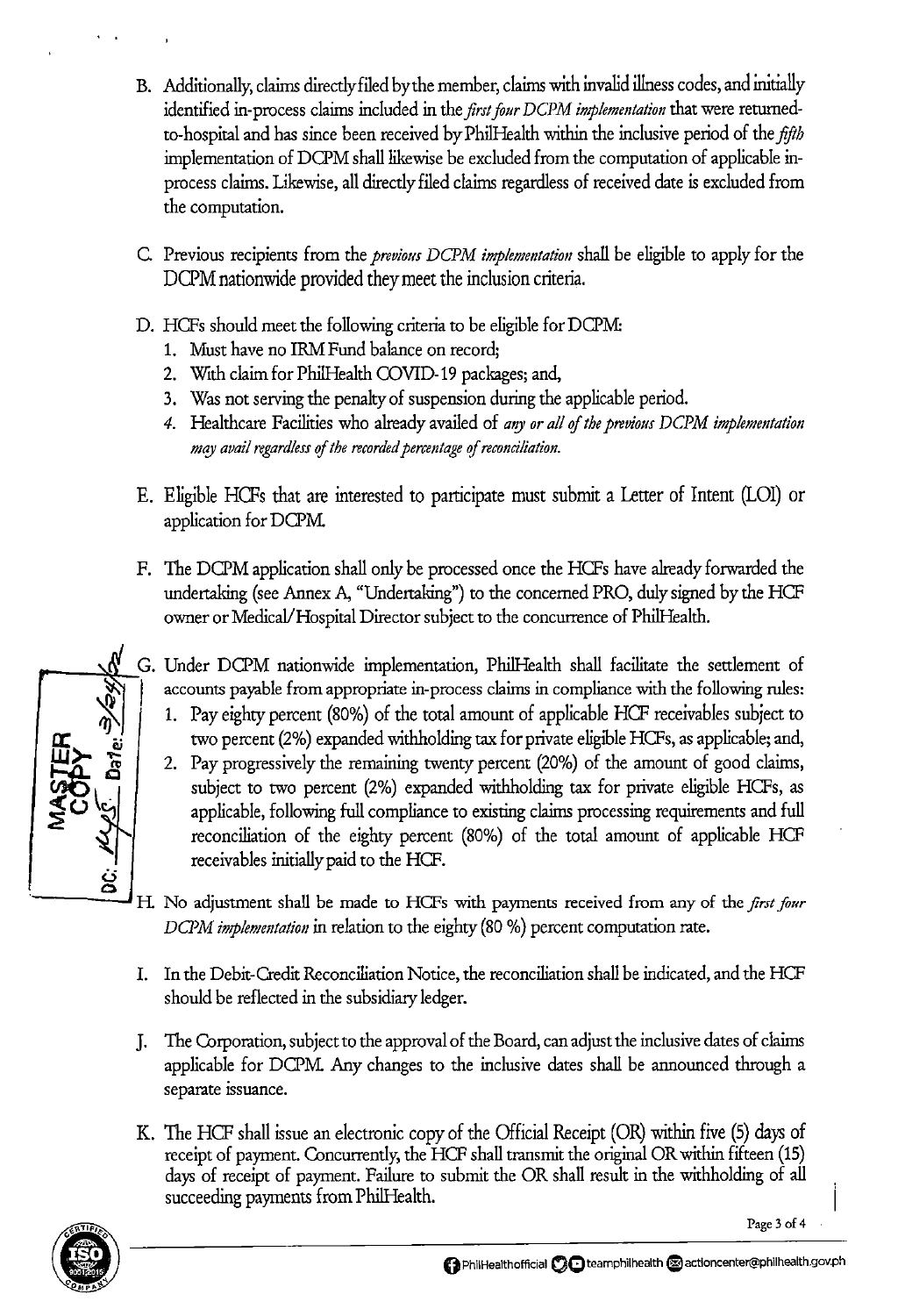B. Additionally, claims directly filed by the member, claims with invalid illness codes, and initially identified in-process claims included in the *first four DCPM implementation* that were returned-to-hospital and has since been received by PhilHealth within the inclusive period of the *fifth* implementation of DCPM shall likewise be excluded from the computation of applicable in-process claims. Likewise, all directly filed claims regardless of received date is excluded from the computation.

C. Previous recipients from the *previous DCPM implementation* shall be eligible to apply for the DCPM nationwide provided they meet the inclusion criteria.

D. HCFs should meet the following criteria to be eligible for DCPM:
   1. Must have no IRM Fund balance on record;
   2. With claim for PhilHealth COVID-19 packages; and,
   3. Was not serving the penalty of suspension during the applicable period.
   4. Healthcare Facilities who already availed of *any or all of the previous DCPM implementation may avail regardless of the recorded percentage of reconciliation.*

E. Eligible HCFs that are interested to participate must submit a Letter of Intent (LOI) or application for DCPM.

F. The DCPM application shall only be processed once the HCFs have already forwarded the undertaking (see Annex A, "Undertaking") to the concerned PRO, duly signed by the HCF owner or Medical/Hospital Director subject to the concurrence of PhilHealth.

G. Under DCPM nationwide implementation, PhilHealth shall facilitate the settlement of accounts payable from appropriate in-process claims in compliance with the following rules:
   1. Pay eighty percent (80%) of the total amount of applicable HCF receivables subject to two percent (2%) expanded withholding tax for private eligible HCFs, as applicable; and,
   2. Pay progressively the remaining twenty percent (20%) of the amount of good claims, subject to two percent (2%) expanded withholding tax for private eligible HCFs, as applicable, following full compliance to existing claims processing requirements and full reconciliation of the eighty percent (80%) of the total amount of applicable HCF receivables initially paid to the HCF.

H. No adjustment shall be made to HCFs with payments received from any of the *first four DCPM implementation* in relation to the eighty (80 %) percent computation rate.

I. In the Debit-Credit Reconciliation Notice, the reconciliation shall be indicated, and the HCF should be reflected in the subsidiary ledger.

J. The Corporation, subject to the approval of the Board, can adjust the inclusive dates of claims applicable for DCPM. Any changes to the inclusive dates shall be announced through a separate issuance.

K. The HCF shall issue an electronic copy of the Official Receipt (OR) within five (5) days of receipt of payment. Concurrently, the HCF shall transmit the original OR within fifteen (15) days of receipt of payment. Failure to submit the OR shall result in the withholding of all succeeding payments from PhilHealth.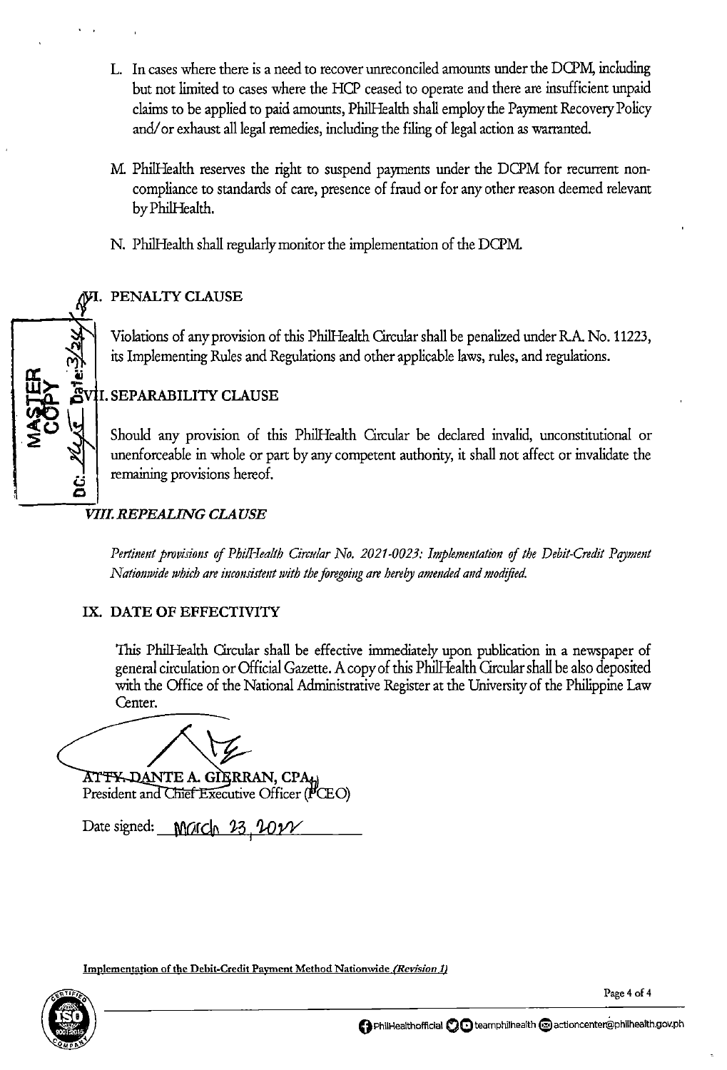L. In cases where there is a need to recover unreconciled amounts under the DCPM, including but not limited to cases where the HCP ceased to operate and there are insufficient unpaid claims to be applied to paid amounts, PhilHealth shall employ the Payment Recovery Policy and/or exhaust all legal remedies, including the filing of legal action as warranted.

M. PhilHealth reserves the right to suspend payments under the DCPM for recurrent non-compliance to standards of care, presence of fraud or for any other reason deemed relevant by PhilHealth.

N. PhilHealth shall regularly monitor the implementation of the DCPM.

## VI. PENALTY CLAUSE

Violations of any provision of this PhilHealth Circular shall be penalized under R.A. No. 11223, its Implementing Rules and Regulations and other applicable laws, rules, and regulations.

## VII. SEPARABILITY CLAUSE

Should any provision of this PhilHealth Circular be declared invalid, unconstitutional or unenforceable in whole or part by any competent authority, it shall not affect or invalidate the remaining provisions hereof.

## *VIII. REPEALING CLAUSE*

*Pertinent provisions of PhilHealth Circular No. 2021-0023: Implementation of the Debit-Credit Payment Nationwide which are inconsistent with the foregoing are hereby amended and modified.*

## IX. DATE OF EFFECTIVITY

This PhilHealth Circular shall be effective immediately upon publication in a newspaper of general circulation or Official Gazette. A copy of this PhilHealth Circular shall be also deposited with the Office of the National Administrative Register at the University of the Philippine Law Center.

**ATTY. DANTE A. GIERRAN, CPA**
President and Chief Executive Officer (PCEO)

Date signed: March 23, 2022

Implementation of the Debit-Credit Payment Method Nationwide *(Revision 1)*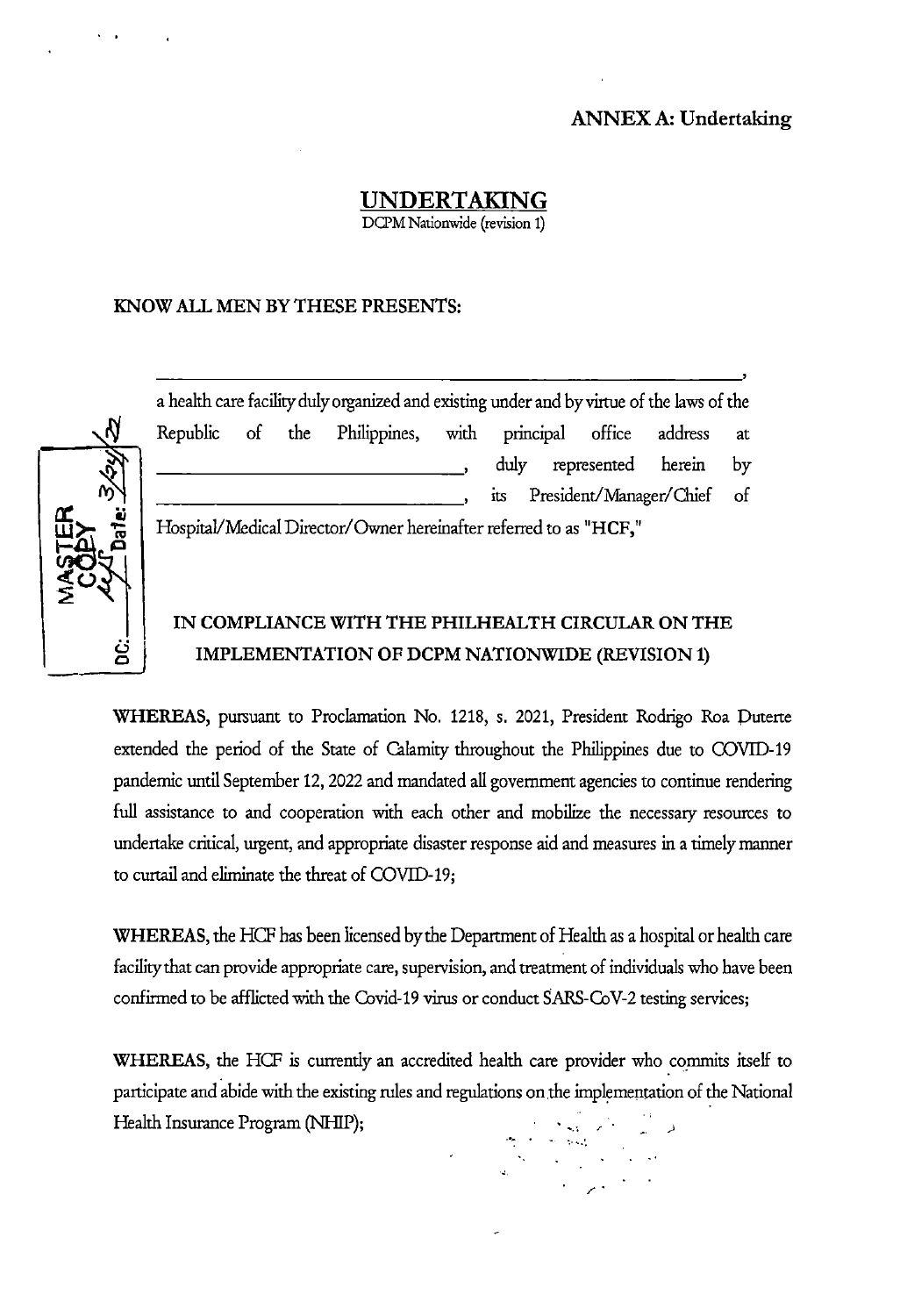**ANNEX A: Undertaking**

# UNDERTAKING

DCPM Nationwide (revision 1)

**KNOW ALL MEN BY THESE PRESENTS:**

_______________________________________________________________,
a health care facility duly organized and existing under and by virtue of the laws of the Republic of the Philippines, with principal office address at _______________________________, duly represented herein by _______________________________, its President/Manager/Chief of Hospital/Medical Director/Owner hereinafter referred to as "**HCF**,"

**IN COMPLIANCE WITH THE PHILHEALTH CIRCULAR ON THE IMPLEMENTATION OF DCPM NATIONWIDE (REVISION 1)**

**WHEREAS**, pursuant to Proclamation No. 1218, s. 2021, President Rodrigo Roa Duterte extended the period of the State of Calamity throughout the Philippines due to COVID-19 pandemic until September 12, 2022 and mandated all government agencies to continue rendering full assistance to and cooperation with each other and mobilize the necessary resources to undertake critical, urgent, and appropriate disaster response aid and measures in a timely manner to curtail and eliminate the threat of COVID-19;

**WHEREAS**, the HCF has been licensed by the Department of Health as a hospital or health care facility that can provide appropriate care, supervision, and treatment of individuals who have been confirmed to be afflicted with the Covid-19 virus or conduct SARS-CoV-2 testing services;

**WHEREAS**, the HCF is currently an accredited health care provider who commits itself to participate and abide with the existing rules and regulations on the implementation of the National Health Insurance Program (NHIP);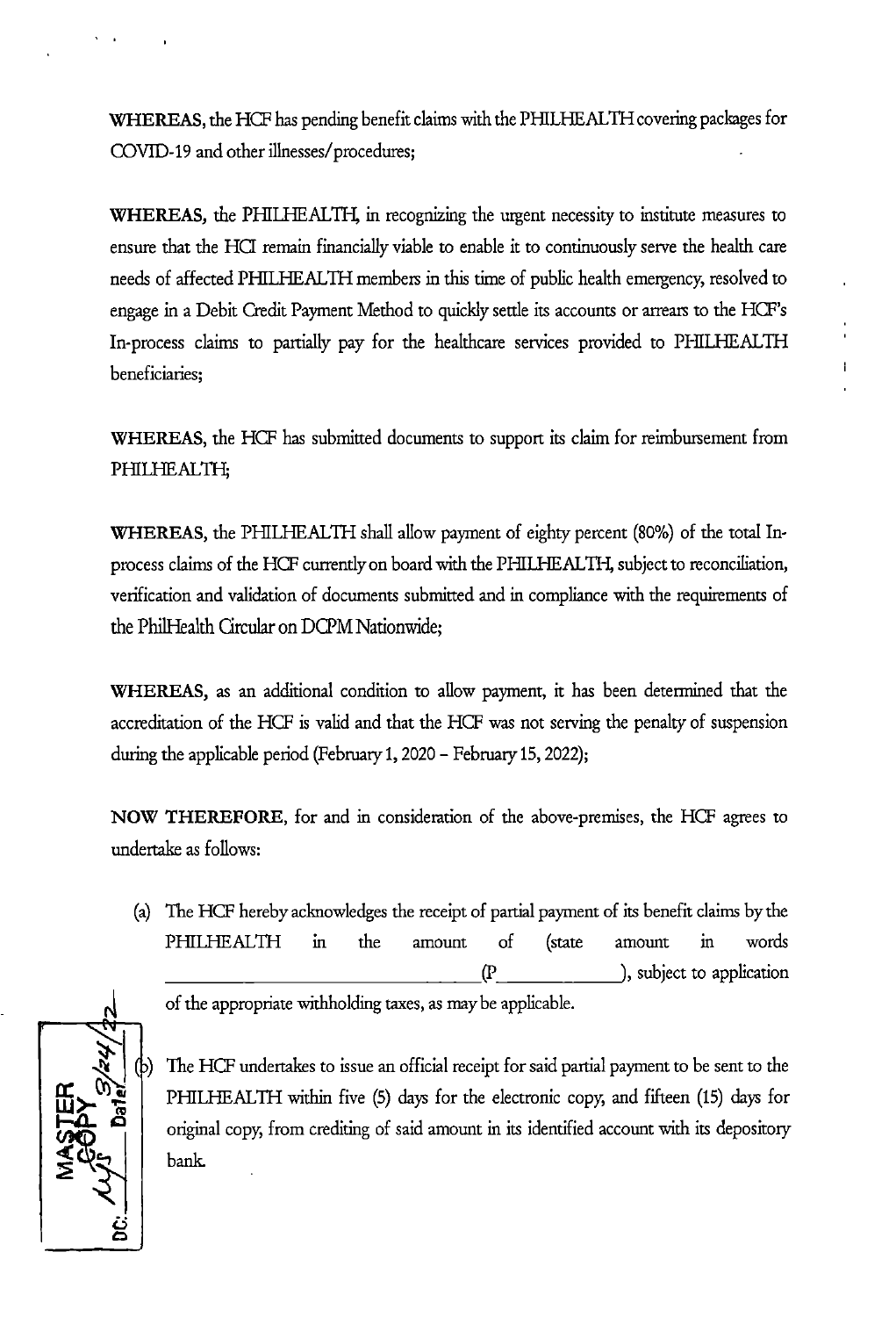**WHEREAS**, the HCF has pending benefit claims with the PHILHEALTH covering packages for COVID-19 and other illnesses/procedures;

**WHEREAS**, the PHILHEALTH, in recognizing the urgent necessity to institute measures to ensure that the HCI remain financially viable to enable it to continuously serve the health care needs of affected PHILHEALTH members in this time of public health emergency, resolved to engage in a Debit Credit Payment Method to quickly settle its accounts or arrears to the HCF's In-process claims to partially pay for the healthcare services provided to PHILHEALTH beneficiaries;

**WHEREAS**, the HCF has submitted documents to support its claim for reimbursement from PHILHEALTH;

**WHEREAS**, the PHILHEALTH shall allow payment of eighty percent (80%) of the total In-process claims of the HCF currently on board with the PHILHEALTH, subject to reconciliation, verification and validation of documents submitted and in compliance with the requirements of the PhilHealth Circular on DCPM Nationwide;

**WHEREAS**, as an additional condition to allow payment, it has been determined that the accreditation of the HCF is valid and that the HCF was not serving the penalty of suspension during the applicable period (February 1, 2020 – February 15, 2022);

**NOW THEREFORE**, for and in consideration of the above-premises, the HCF agrees to undertake as follows:

(a) The HCF hereby acknowledges the receipt of partial payment of its benefit claims by the PHILHEALTH in the amount of (state amount in words ______________________________ (P____________), subject to application of the appropriate withholding taxes, as may be applicable.

(b) The HCF undertakes to issue an official receipt for said partial payment to be sent to the PHILHEALTH within five (5) days for the electronic copy, and fifteen (15) days for original copy, from crediting of said amount in its identified account with its depository bank.

MASTER COPY DC: ____ Date: 3/24/22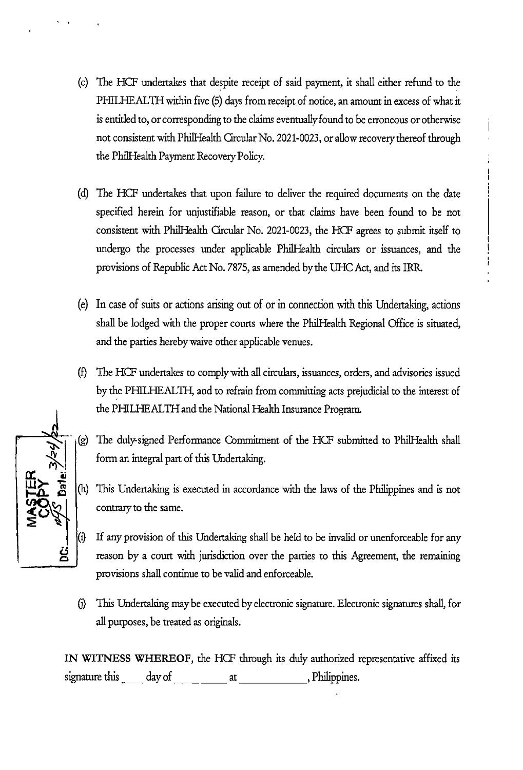(c) The HCF undertakes that despite receipt of said payment, it shall either refund to the PHILHEALTH within five (5) days from receipt of notice, an amount in excess of what it is entitled to, or corresponding to the claims eventually found to be erroneous or otherwise not consistent with PhilHealth Circular No. 2021-0023, or allow recovery thereof through the PhilHealth Payment Recovery Policy.

(d) The HCF undertakes that upon failure to deliver the required documents on the date specified herein for unjustifiable reason, or that claims have been found to be not consistent with PhilHealth Circular No. 2021-0023, the HCF agrees to submit itself to undergo the processes under applicable PhilHealth circulars or issuances, and the provisions of Republic Act No. 7875, as amended by the UHC Act, and its IRR.

(e) In case of suits or actions arising out of or in connection with this Undertaking, actions shall be lodged with the proper courts where the PhilHealth Regional Office is situated, and the parties hereby waive other applicable venues.

(f) The HCF undertakes to comply with all circulars, issuances, orders, and advisories issued by the PHILHEALTH, and to refrain from committing acts prejudicial to the interest of the PHILHEALTH and the National Health Insurance Program.

(g) The duly-signed Performance Commitment of the HCF submitted to PhilHealth shall form an integral part of this Undertaking.

(h) This Undertaking is executed in accordance with the laws of the Philippines and is not contrary to the same.

(i) If any provision of this Undertaking shall be held to be invalid or unenforceable for any reason by a court with jurisdiction over the parties to this Agreement, the remaining provisions shall continue to be valid and enforceable.

(j) This Undertaking may be executed by electronic signature. Electronic signatures shall, for all purposes, be treated as originals.

**IN WITNESS WHEREOF**, the HCF through its duly authorized representative affixed its signature this ____ day of __________ at ____________, Philippines.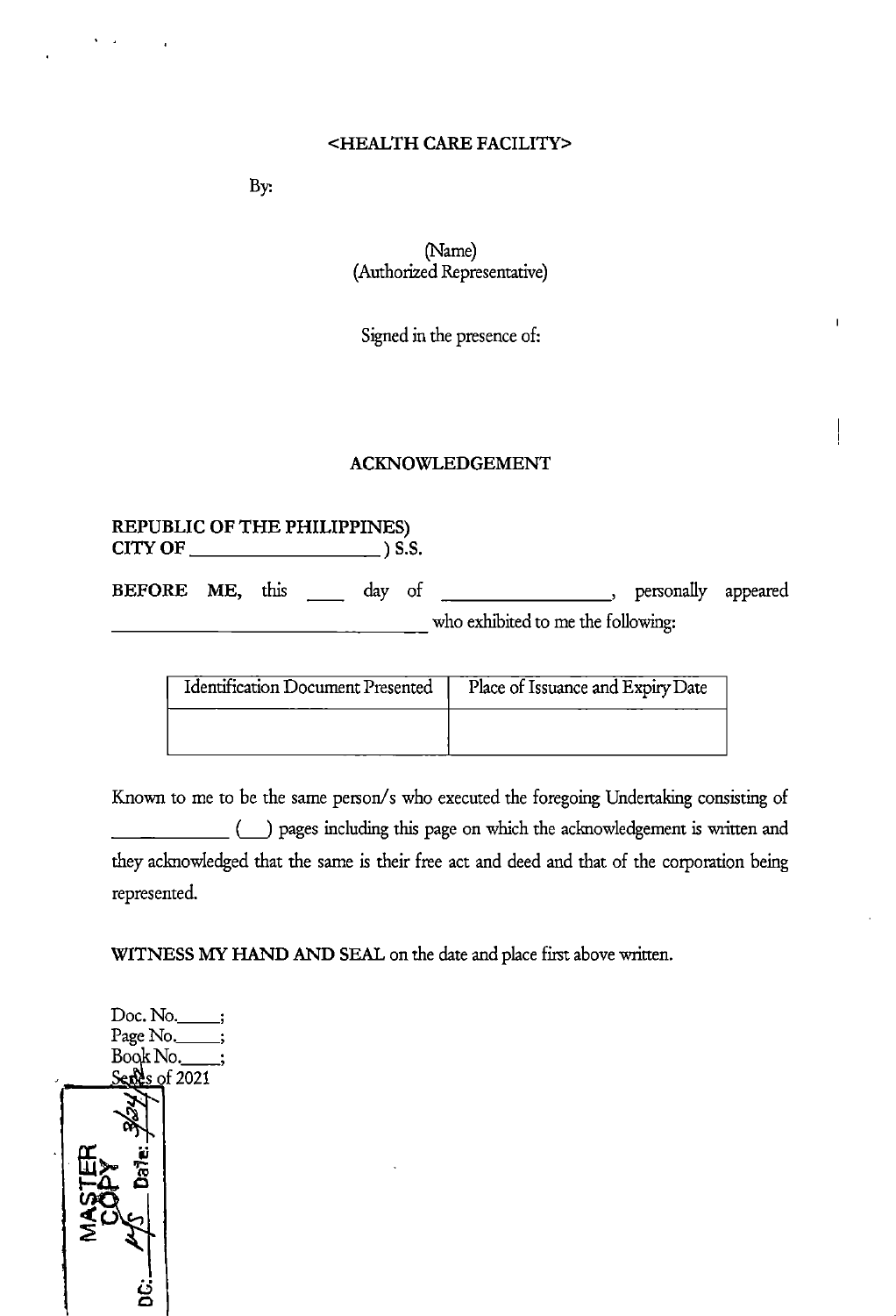<HEALTH CARE FACILITY>

By:

(Name)
(Authorized Representative)

Signed in the presence of:

**ACKNOWLEDGEMENT**

**REPUBLIC OF THE PHILIPPINES)**
**CITY OF ____________________) S.S.**

**BEFORE ME,** this ____ day of ________________, personally appeared ________________________________ who exhibited to me the following:

| Identification Document Presented | Place of Issuance and Expiry Date |
| --- | --- |
| | |

Known to me to be the same person/s who executed the foregoing Undertaking consisting of ____________ (__) pages including this page on which the acknowledgement is written and they acknowledged that the same is their free act and deed and that of the corporation being represented.

**WITNESS MY HAND AND SEAL** on the date and place first above written.

Doc. No.____;
Page No.____;
Book No.____;
Series of 2021

MASTER COPY
DC: ____ Date: 3/24/____